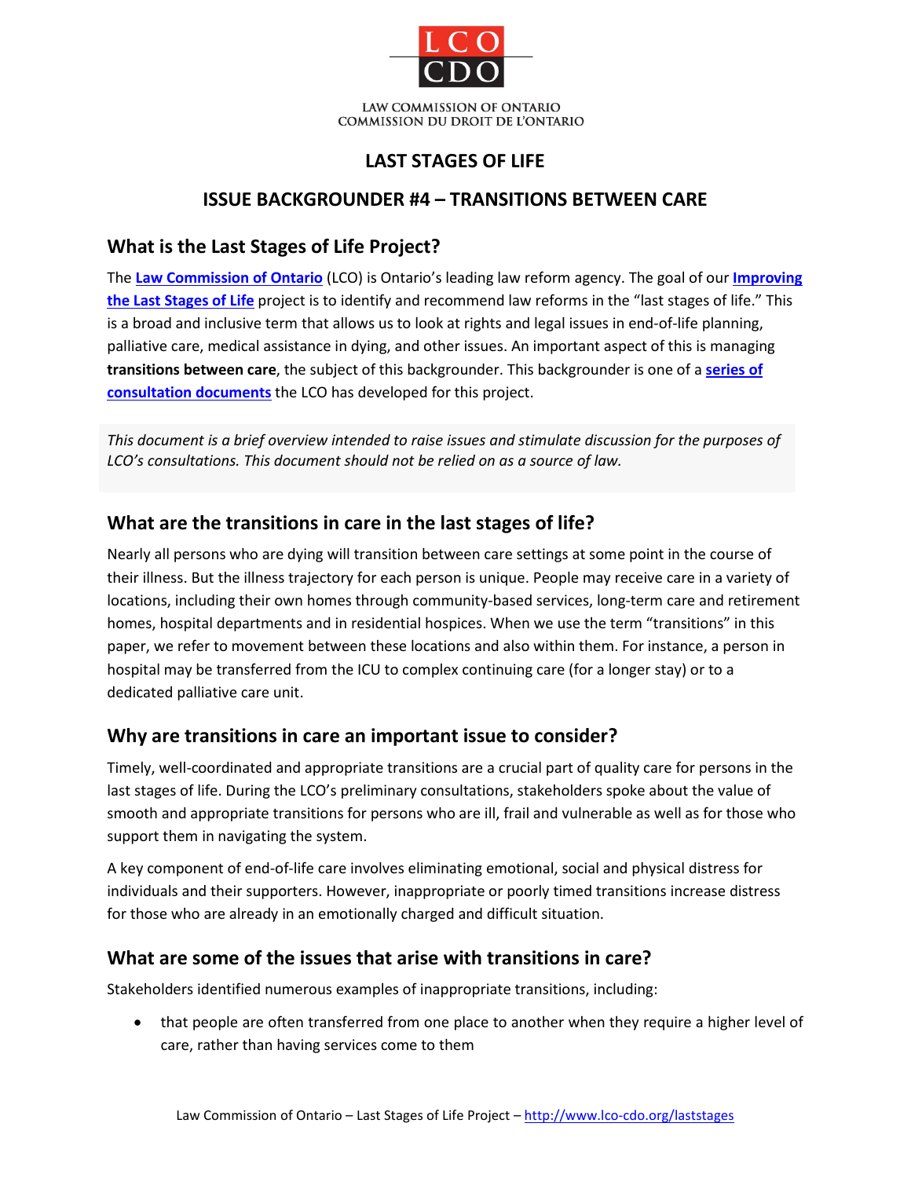LCO
CDO

LAW COMMISSION OF ONTARIO
COMMISSION DU DROIT DE L'ONTARIO

# LAST STAGES OF LIFE

# ISSUE BACKGROUNDER #4 – TRANSITIONS BETWEEN CARE

## What is the Last Stages of Life Project?

The **Law Commission of Ontario** (LCO) is Ontario's leading law reform agency. The goal of our **Improving the Last Stages of Life** project is to identify and recommend law reforms in the "last stages of life." This is a broad and inclusive term that allows us to look at rights and legal issues in end-of-life planning, palliative care, medical assistance in dying, and other issues. An important aspect of this is managing **transitions between care**, the subject of this backgrounder. This backgrounder is one of a **series of consultation documents** the LCO has developed for this project.

*This document is a brief overview intended to raise issues and stimulate discussion for the purposes of LCO's consultations. This document should not be relied on as a source of law.*

## What are the transitions in care in the last stages of life?

Nearly all persons who are dying will transition between care settings at some point in the course of their illness. But the illness trajectory for each person is unique. People may receive care in a variety of locations, including their own homes through community-based services, long-term care and retirement homes, hospital departments and in residential hospices. When we use the term "transitions" in this paper, we refer to movement between these locations and also within them. For instance, a person in hospital may be transferred from the ICU to complex continuing care (for a longer stay) or to a dedicated palliative care unit.

## Why are transitions in care an important issue to consider?

Timely, well-coordinated and appropriate transitions are a crucial part of quality care for persons in the last stages of life. During the LCO's preliminary consultations, stakeholders spoke about the value of smooth and appropriate transitions for persons who are ill, frail and vulnerable as well as for those who support them in navigating the system.

A key component of end-of-life care involves eliminating emotional, social and physical distress for individuals and their supporters. However, inappropriate or poorly timed transitions increase distress for those who are already in an emotionally charged and difficult situation.

## What are some of the issues that arise with transitions in care?

Stakeholders identified numerous examples of inappropriate transitions, including:

- that people are often transferred from one place to another when they require a higher level of care, rather than having services come to them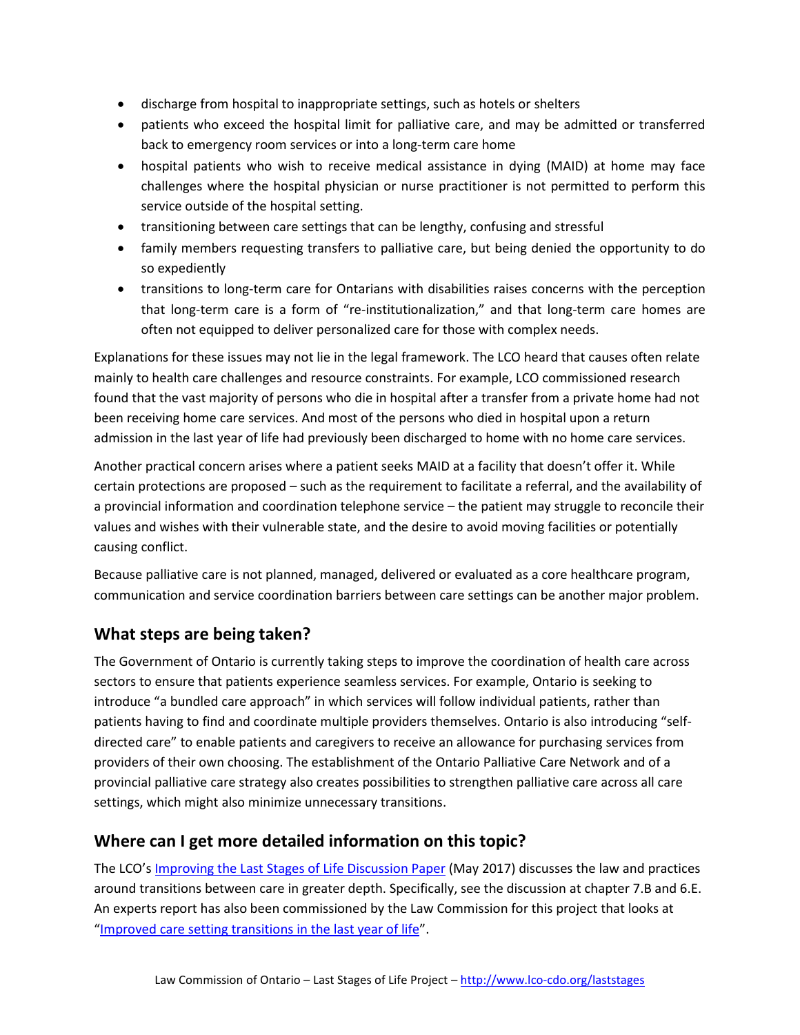- discharge from hospital to inappropriate settings, such as hotels or shelters
- patients who exceed the hospital limit for palliative care, and may be admitted or transferred back to emergency room services or into a long-term care home
- hospital patients who wish to receive medical assistance in dying (MAID) at home may face challenges where the hospital physician or nurse practitioner is not permitted to perform this service outside of the hospital setting.
- transitioning between care settings that can be lengthy, confusing and stressful
- family members requesting transfers to palliative care, but being denied the opportunity to do so expediently
- transitions to long-term care for Ontarians with disabilities raises concerns with the perception that long-term care is a form of "re-institutionalization," and that long-term care homes are often not equipped to deliver personalized care for those with complex needs.

Explanations for these issues may not lie in the legal framework. The LCO heard that causes often relate mainly to health care challenges and resource constraints. For example, LCO commissioned research found that the vast majority of persons who die in hospital after a transfer from a private home had not been receiving home care services. And most of the persons who died in hospital upon a return admission in the last year of life had previously been discharged to home with no home care services.

Another practical concern arises where a patient seeks MAID at a facility that doesn't offer it. While certain protections are proposed – such as the requirement to facilitate a referral, and the availability of a provincial information and coordination telephone service – the patient may struggle to reconcile their values and wishes with their vulnerable state, and the desire to avoid moving facilities or potentially causing conflict.

Because palliative care is not planned, managed, delivered or evaluated as a core healthcare program, communication and service coordination barriers between care settings can be another major problem.

## What steps are being taken?

The Government of Ontario is currently taking steps to improve the coordination of health care across sectors to ensure that patients experience seamless services. For example, Ontario is seeking to introduce "a bundled care approach" in which services will follow individual patients, rather than patients having to find and coordinate multiple providers themselves. Ontario is also introducing "self-directed care" to enable patients and caregivers to receive an allowance for purchasing services from providers of their own choosing. The establishment of the Ontario Palliative Care Network and of a provincial palliative care strategy also creates possibilities to strengthen palliative care across all care settings, which might also minimize unnecessary transitions.

## Where can I get more detailed information on this topic?

The LCO's [Improving the Last Stages of Life Discussion Paper](#) (May 2017) discusses the law and practices around transitions between care in greater depth. Specifically, see the discussion at chapter 7.B and 6.E. An experts report has also been commissioned by the Law Commission for this project that looks at "[Improved care setting transitions in the last year of life](#)".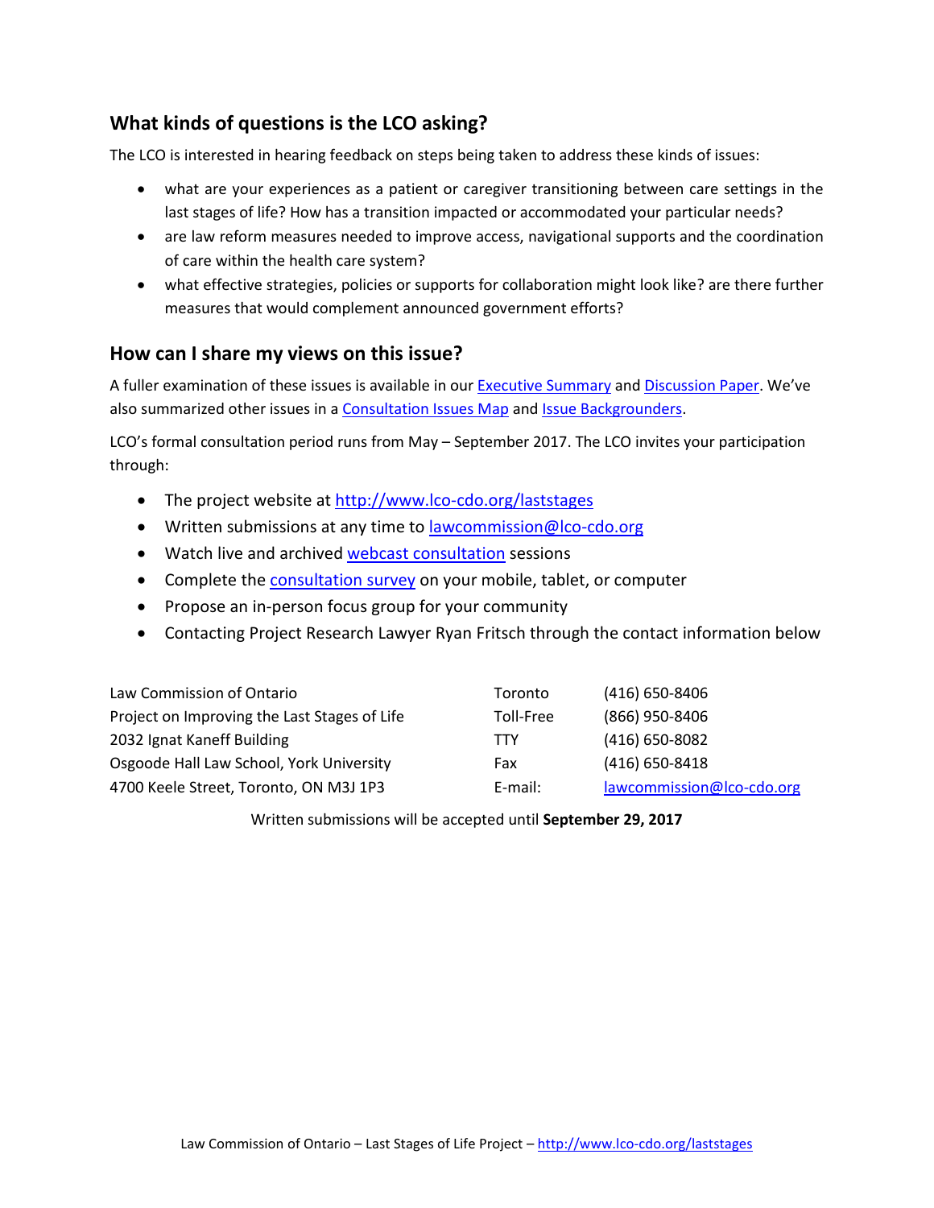## What kinds of questions is the LCO asking?

The LCO is interested in hearing feedback on steps being taken to address these kinds of issues:

- what are your experiences as a patient or caregiver transitioning between care settings in the last stages of life? How has a transition impacted or accommodated your particular needs?
- are law reform measures needed to improve access, navigational supports and the coordination of care within the health care system?
- what effective strategies, policies or supports for collaboration might look like? are there further measures that would complement announced government efforts?

## How can I share my views on this issue?

A fuller examination of these issues is available in our Executive Summary and Discussion Paper. We've also summarized other issues in a Consultation Issues Map and Issue Backgrounders.

LCO's formal consultation period runs from May – September 2017. The LCO invites your participation through:

- The project website at http://www.lco-cdo.org/laststages
- Written submissions at any time to lawcommission@lco-cdo.org
- Watch live and archived webcast consultation sessions
- Complete the consultation survey on your mobile, tablet, or computer
- Propose an in-person focus group for your community
- Contacting Project Research Lawyer Ryan Fritsch through the contact information below

| | | |
|---|---|---|
| Law Commission of Ontario | Toronto | (416) 650-8406 |
| Project on Improving the Last Stages of Life | Toll-Free | (866) 950-8406 |
| 2032 Ignat Kaneff Building | TTY | (416) 650-8082 |
| Osgoode Hall Law School, York University | Fax | (416) 650-8418 |
| 4700 Keele Street, Toronto, ON M3J 1P3 | E-mail: | lawcommission@lco-cdo.org |

Written submissions will be accepted until **September 29, 2017**